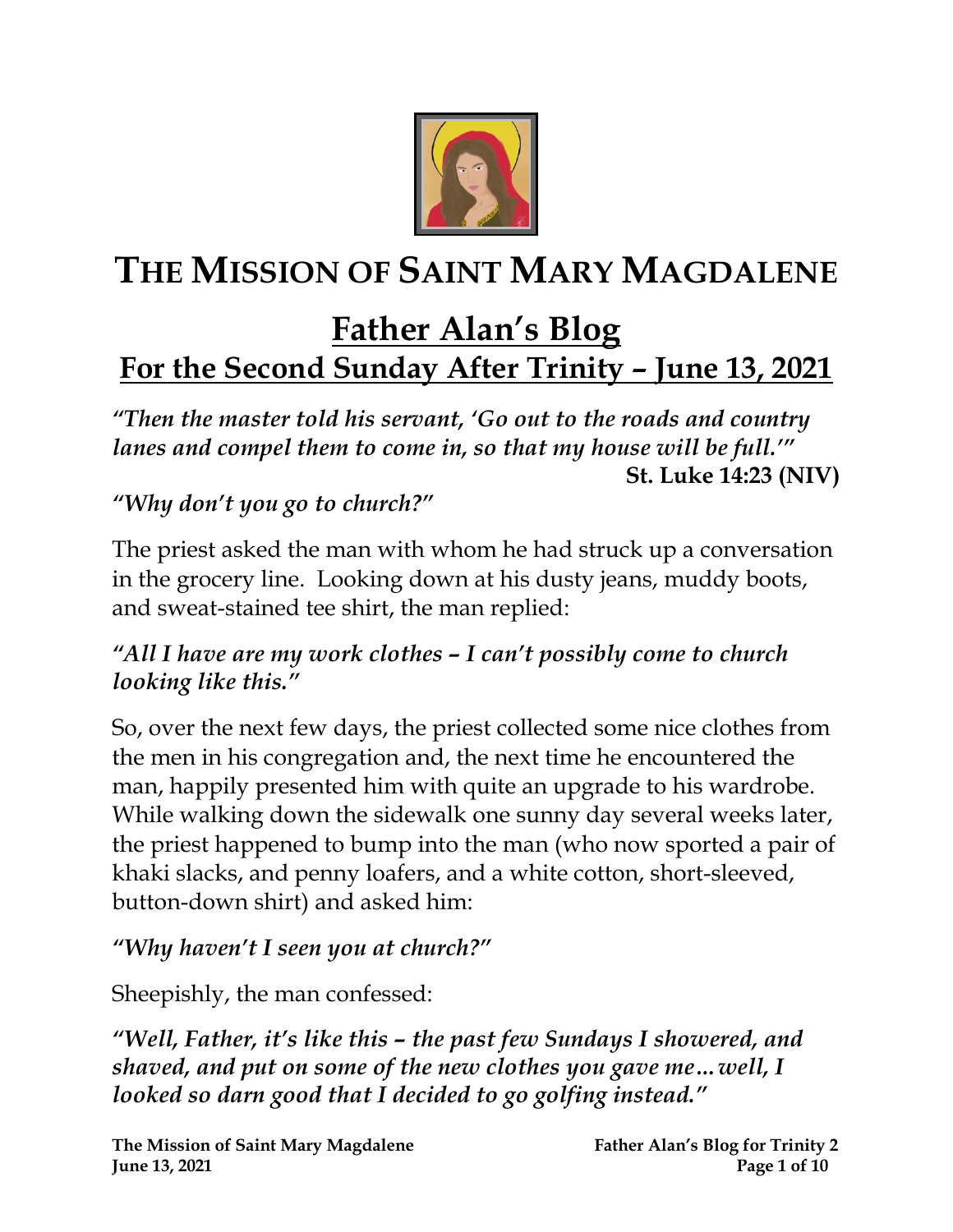# THE MISSION OF SAINT MARY MAGDALENE

## Father Alan's Blog

## For the Second Sunday After Trinity – June 13, 2021

*"Then the master told his servant, 'Go out to the roads and country lanes and compel them to come in, so that my house will be full.'"*

**St. Luke 14:23 (NIV)**

*"Why don't you go to church?"*

The priest asked the man with whom he had struck up a conversation in the grocery line. Looking down at his dusty jeans, muddy boots, and sweat-stained tee shirt, the man replied:

*"All I have are my work clothes – I can't possibly come to church looking like this."*

So, over the next few days, the priest collected some nice clothes from the men in his congregation and, the next time he encountered the man, happily presented him with quite an upgrade to his wardrobe. While walking down the sidewalk one sunny day several weeks later, the priest happened to bump into the man (who now sported a pair of khaki slacks, and penny loafers, and a white cotton, short-sleeved, button-down shirt) and asked him:

*"Why haven't I seen you at church?"*

Sheepishly, the man confessed:

*"Well, Father, it's like this – the past few Sundays I showered, and shaved, and put on some of the new clothes you gave me…well, I looked so darn good that I decided to go golfing instead."*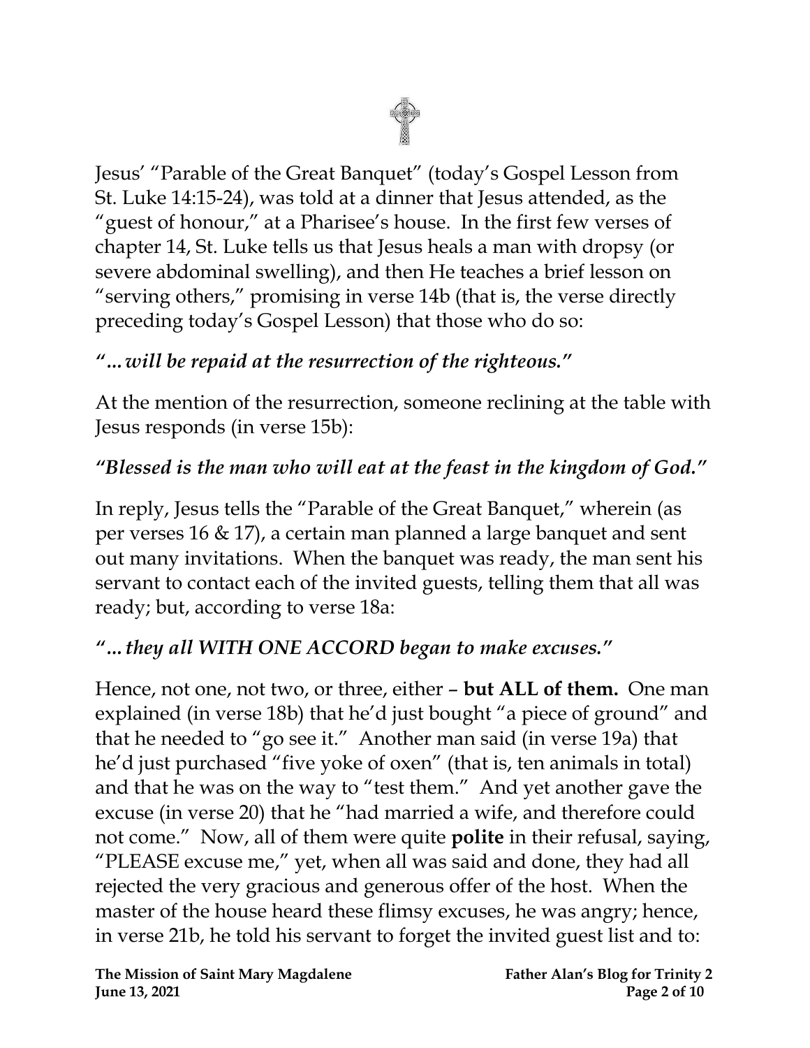Jesus' "Parable of the Great Banquet" (today's Gospel Lesson from St. Luke 14:15-24), was told at a dinner that Jesus attended, as the "guest of honour," at a Pharisee's house. In the first few verses of chapter 14, St. Luke tells us that Jesus heals a man with dropsy (or severe abdominal swelling), and then He teaches a brief lesson on "serving others," promising in verse 14b (that is, the verse directly preceding today's Gospel Lesson) that those who do so:

***"…will be repaid at the resurrection of the righteous."***

At the mention of the resurrection, someone reclining at the table with Jesus responds (in verse 15b):

***"Blessed is the man who will eat at the feast in the kingdom of God."***

In reply, Jesus tells the "Parable of the Great Banquet," wherein (as per verses 16 & 17), a certain man planned a large banquet and sent out many invitations. When the banquet was ready, the man sent his servant to contact each of the invited guests, telling them that all was ready; but, according to verse 18a:

***"…they all WITH ONE ACCORD began to make excuses."***

Hence, not one, not two, or three, either – **but ALL of them.** One man explained (in verse 18b) that he'd just bought "a piece of ground" and that he needed to "go see it." Another man said (in verse 19a) that he'd just purchased "five yoke of oxen" (that is, ten animals in total) and that he was on the way to "test them." And yet another gave the excuse (in verse 20) that he "had married a wife, and therefore could not come." Now, all of them were quite **polite** in their refusal, saying, "PLEASE excuse me," yet, when all was said and done, they had all rejected the very gracious and generous offer of the host. When the master of the house heard these flimsy excuses, he was angry; hence, in verse 21b, he told his servant to forget the invited guest list and to: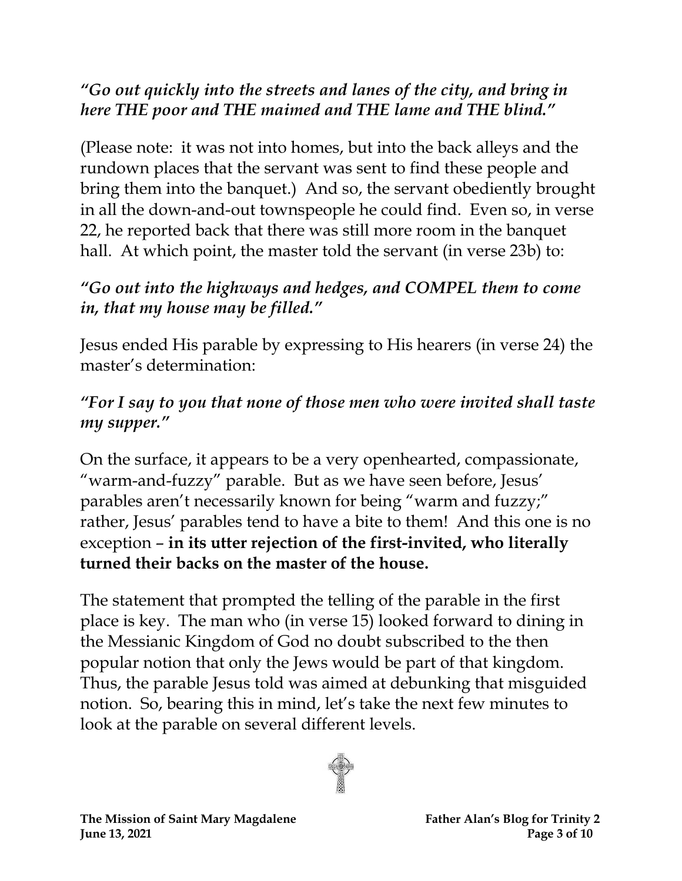*"Go out quickly into the streets and lanes of the city, and bring in here THE poor and THE maimed and THE lame and THE blind."*

(Please note: it was not into homes, but into the back alleys and the rundown places that the servant was sent to find these people and bring them into the banquet.) And so, the servant obediently brought in all the down-and-out townspeople he could find. Even so, in verse 22, he reported back that there was still more room in the banquet hall. At which point, the master told the servant (in verse 23b) to:

*"Go out into the highways and hedges, and COMPEL them to come in, that my house may be filled."*

Jesus ended His parable by expressing to His hearers (in verse 24) the master's determination:

*"For I say to you that none of those men who were invited shall taste my supper."*

On the surface, it appears to be a very openhearted, compassionate, "warm-and-fuzzy" parable. But as we have seen before, Jesus' parables aren't necessarily known for being "warm and fuzzy;" rather, Jesus' parables tend to have a bite to them! And this one is no exception – **in its utter rejection of the first-invited, who literally turned their backs on the master of the house.**

The statement that prompted the telling of the parable in the first place is key. The man who (in verse 15) looked forward to dining in the Messianic Kingdom of God no doubt subscribed to the then popular notion that only the Jews would be part of that kingdom. Thus, the parable Jesus told was aimed at debunking that misguided notion. So, bearing this in mind, let's take the next few minutes to look at the parable on several different levels.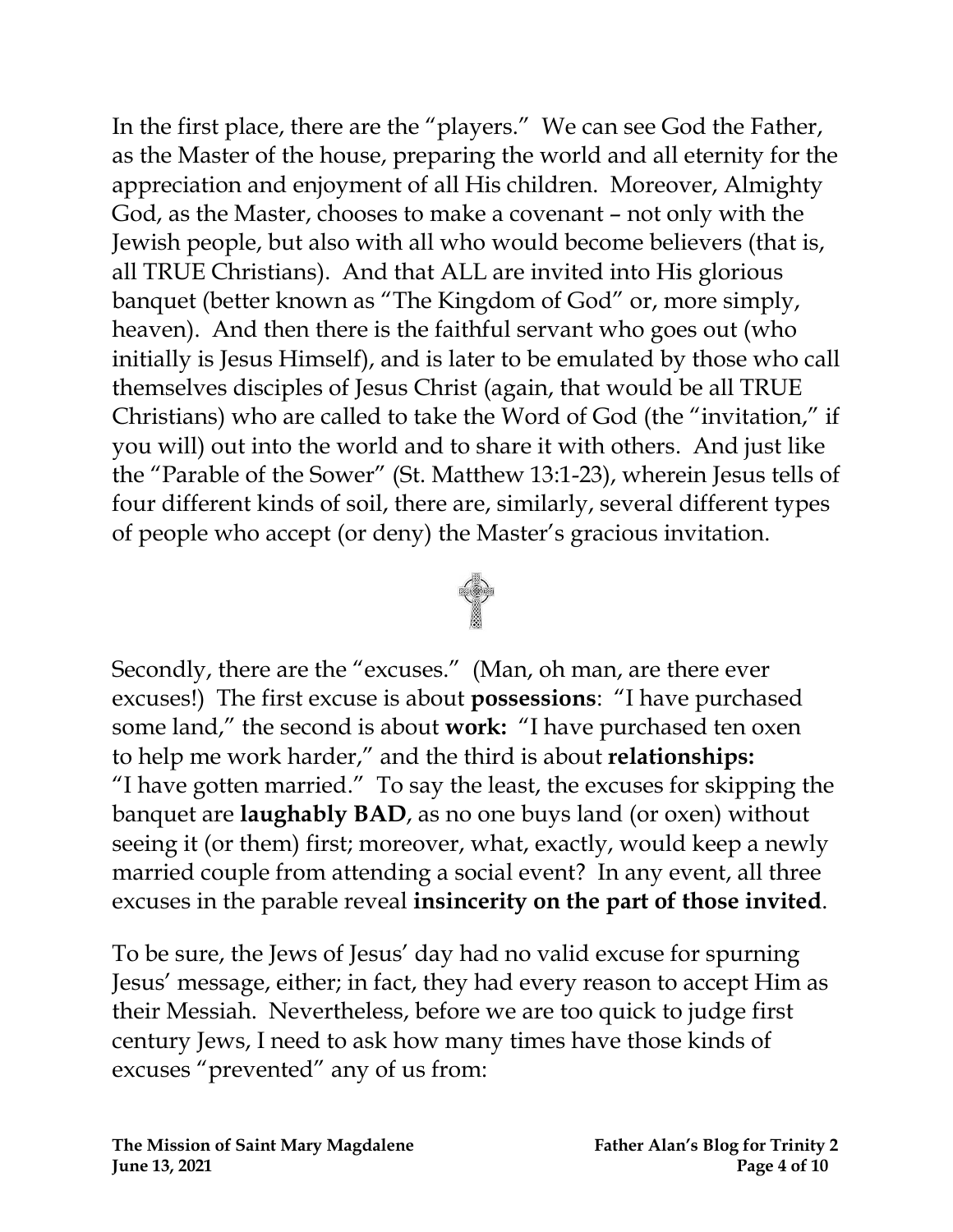In the first place, there are the "players." We can see God the Father, as the Master of the house, preparing the world and all eternity for the appreciation and enjoyment of all His children. Moreover, Almighty God, as the Master, chooses to make a covenant – not only with the Jewish people, but also with all who would become believers (that is, all TRUE Christians). And that ALL are invited into His glorious banquet (better known as "The Kingdom of God" or, more simply, heaven). And then there is the faithful servant who goes out (who initially is Jesus Himself), and is later to be emulated by those who call themselves disciples of Jesus Christ (again, that would be all TRUE Christians) who are called to take the Word of God (the "invitation," if you will) out into the world and to share it with others. And just like the "Parable of the Sower" (St. Matthew 13:1-23), wherein Jesus tells of four different kinds of soil, there are, similarly, several different types of people who accept (or deny) the Master's gracious invitation.

Secondly, there are the "excuses." (Man, oh man, are there ever excuses!) The first excuse is about **possessions**: "I have purchased some land," the second is about **work:** "I have purchased ten oxen to help me work harder," and the third is about **relationships:** "I have gotten married." To say the least, the excuses for skipping the banquet are **laughably BAD**, as no one buys land (or oxen) without seeing it (or them) first; moreover, what, exactly, would keep a newly married couple from attending a social event? In any event, all three excuses in the parable reveal **insincerity on the part of those invited**.

To be sure, the Jews of Jesus' day had no valid excuse for spurning Jesus' message, either; in fact, they had every reason to accept Him as their Messiah. Nevertheless, before we are too quick to judge first century Jews, I need to ask how many times have those kinds of excuses "prevented" any of us from: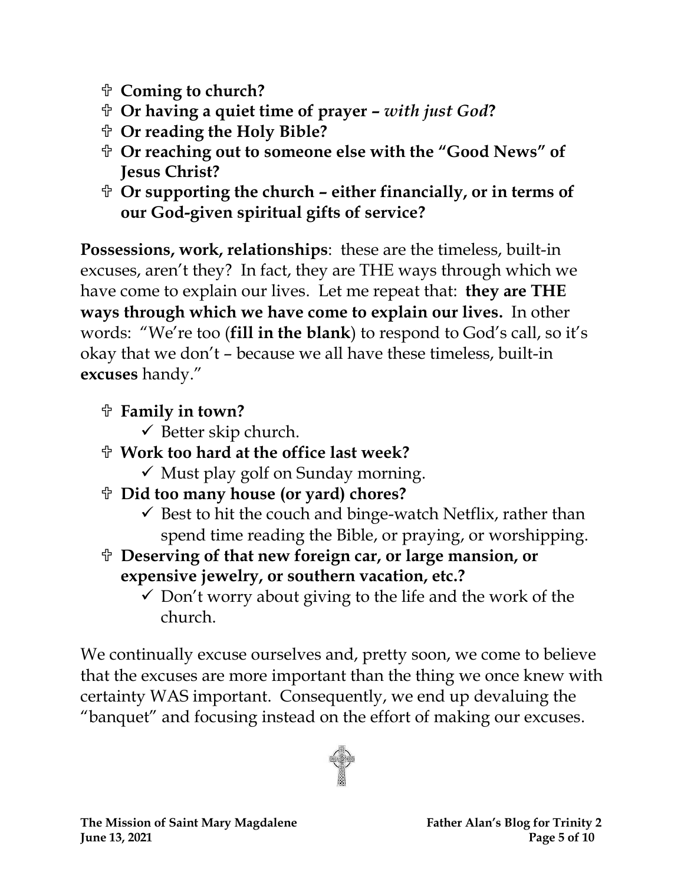- ✞ **Coming to church?**
- ✞ **Or having a quiet time of prayer –** ***with just God*****?**
- ✞ **Or reading the Holy Bible?**
- ✞ **Or reaching out to someone else with the "Good News" of Jesus Christ?**
- ✞ **Or supporting the church – either financially, or in terms of our God-given spiritual gifts of service?**

**Possessions, work, relationships**: these are the timeless, built-in excuses, aren't they? In fact, they are THE ways through which we have come to explain our lives. Let me repeat that: **they are THE ways through which we have come to explain our lives.** In other words: "We're too (**fill in the blank**) to respond to God's call, so it's okay that we don't – because we all have these timeless, built-in **excuses** handy."

- ✞ **Family in town?**
  - ✓ Better skip church.
- ✞ **Work too hard at the office last week?**
  - ✓ Must play golf on Sunday morning.
- ✞ **Did too many house (or yard) chores?**
  - ✓ Best to hit the couch and binge-watch Netflix, rather than spend time reading the Bible, or praying, or worshipping.
- ✞ **Deserving of that new foreign car, or large mansion, or expensive jewelry, or southern vacation, etc.?**
  - ✓ Don't worry about giving to the life and the work of the church.

We continually excuse ourselves and, pretty soon, we come to believe that the excuses are more important than the thing we once knew with certainty WAS important. Consequently, we end up devaluing the "banquet" and focusing instead on the effort of making our excuses.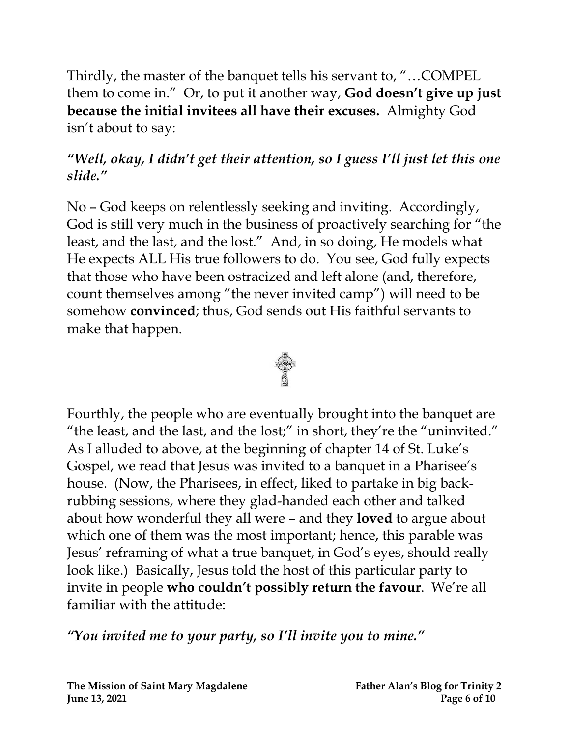Thirdly, the master of the banquet tells his servant to, "…COMPEL them to come in." Or, to put it another way, **God doesn't give up just because the initial invitees all have their excuses.** Almighty God isn't about to say:

***"Well, okay, I didn't get their attention, so I guess I'll just let this one slide."***

No – God keeps on relentlessly seeking and inviting. Accordingly, God is still very much in the business of proactively searching for "the least, and the last, and the lost." And, in so doing, He models what He expects ALL His true followers to do. You see, God fully expects that those who have been ostracized and left alone (and, therefore, count themselves among "the never invited camp") will need to be somehow **convinced**; thus, God sends out His faithful servants to make that happen.

Fourthly, the people who are eventually brought into the banquet are "the least, and the last, and the lost;" in short, they're the "uninvited." As I alluded to above, at the beginning of chapter 14 of St. Luke's Gospel, we read that Jesus was invited to a banquet in a Pharisee's house. (Now, the Pharisees, in effect, liked to partake in big back-rubbing sessions, where they glad-handed each other and talked about how wonderful they all were – and they **loved** to argue about which one of them was the most important; hence, this parable was Jesus' reframing of what a true banquet, in God's eyes, should really look like.) Basically, Jesus told the host of this particular party to invite in people **who couldn't possibly return the favour**. We're all familiar with the attitude:

***"You invited me to your party, so I'll invite you to mine."***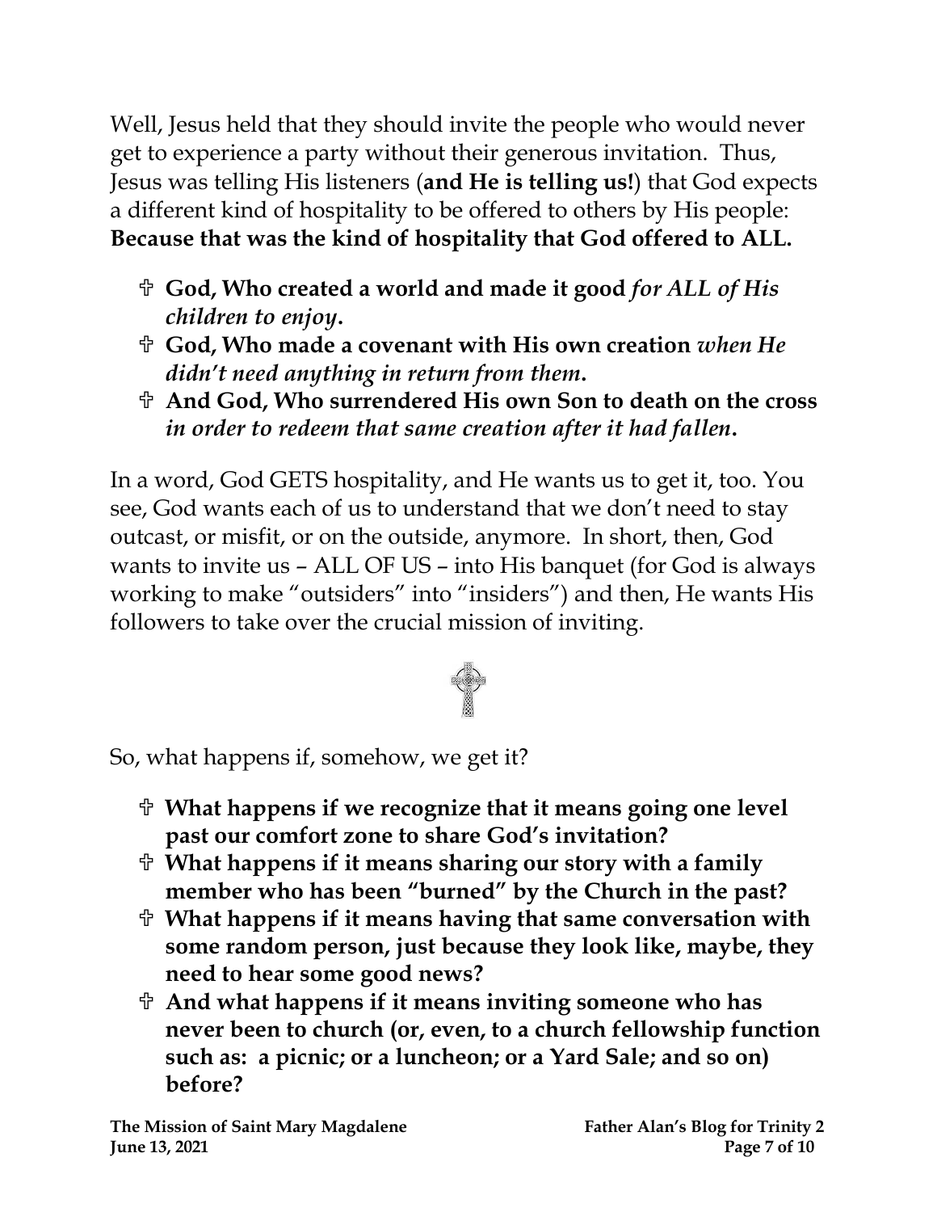Well, Jesus held that they should invite the people who would never get to experience a party without their generous invitation. Thus, Jesus was telling His listeners (**and He is telling us!**) that God expects a different kind of hospitality to be offered to others by His people: **Because that was the kind of hospitality that God offered to ALL.**

- **God, Who created a world and made it good** ***for ALL of His children to enjoy*****.**
- **God, Who made a covenant with His own creation** ***when He didn't need anything in return from them*****.**
- **And God, Who surrendered His own Son to death on the cross** ***in order to redeem that same creation after it had fallen*****.**

In a word, God GETS hospitality, and He wants us to get it, too. You see, God wants each of us to understand that we don't need to stay outcast, or misfit, or on the outside, anymore. In short, then, God wants to invite us – ALL OF US – into His banquet (for God is always working to make "outsiders" into "insiders") and then, He wants His followers to take over the crucial mission of inviting.

So, what happens if, somehow, we get it?

- **What happens if we recognize that it means going one level past our comfort zone to share God's invitation?**
- **What happens if it means sharing our story with a family member who has been "burned" by the Church in the past?**
- **What happens if it means having that same conversation with some random person, just because they look like, maybe, they need to hear some good news?**
- **And what happens if it means inviting someone who has never been to church (or, even, to a church fellowship function such as: a picnic; or a luncheon; or a Yard Sale; and so on) before?**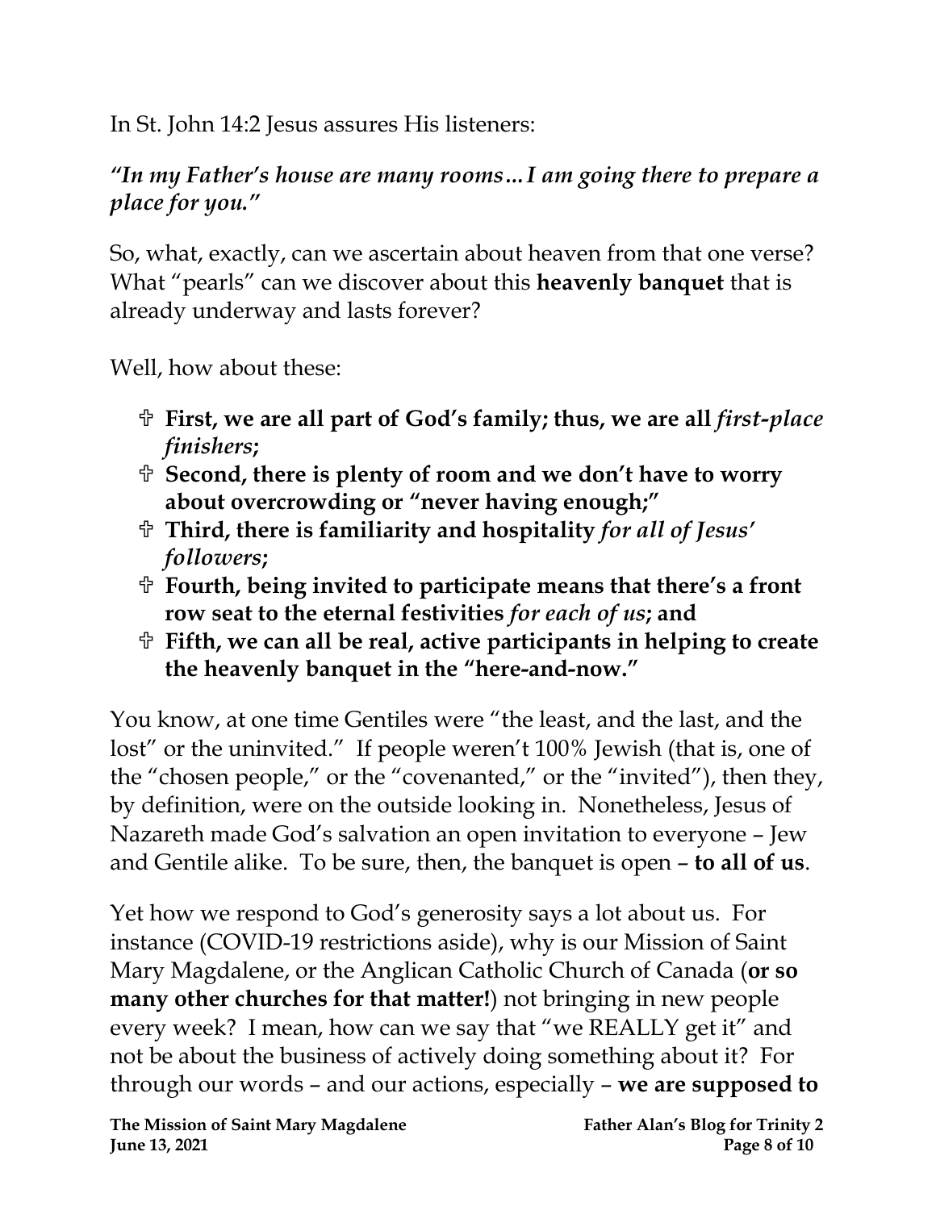In St. John 14:2 Jesus assures His listeners:

***"In my Father's house are many rooms…I am going there to prepare a place for you."***

So, what, exactly, can we ascertain about heaven from that one verse? What "pearls" can we discover about this **heavenly banquet** that is already underway and lasts forever?

Well, how about these:

- ✞ **First, we are all part of God's family; thus, we are all *first-place finishers*;**
- ✞ **Second, there is plenty of room and we don't have to worry about overcrowding or "never having enough;"**
- ✞ **Third, there is familiarity and hospitality *for all of Jesus' followers*;**
- ✞ **Fourth, being invited to participate means that there's a front row seat to the eternal festivities *for each of us*; and**
- ✞ **Fifth, we can all be real, active participants in helping to create the heavenly banquet in the "here-and-now."**

You know, at one time Gentiles were "the least, and the last, and the lost" or the uninvited." If people weren't 100% Jewish (that is, one of the "chosen people," or the "covenanted," or the "invited"), then they, by definition, were on the outside looking in. Nonetheless, Jesus of Nazareth made God's salvation an open invitation to everyone – Jew and Gentile alike. To be sure, then, the banquet is open – **to all of us**.

Yet how we respond to God's generosity says a lot about us. For instance (COVID-19 restrictions aside), why is our Mission of Saint Mary Magdalene, or the Anglican Catholic Church of Canada (**or so many other churches for that matter!**) not bringing in new people every week? I mean, how can we say that "we REALLY get it" and not be about the business of actively doing something about it? For through our words – and our actions, especially – **we are supposed to**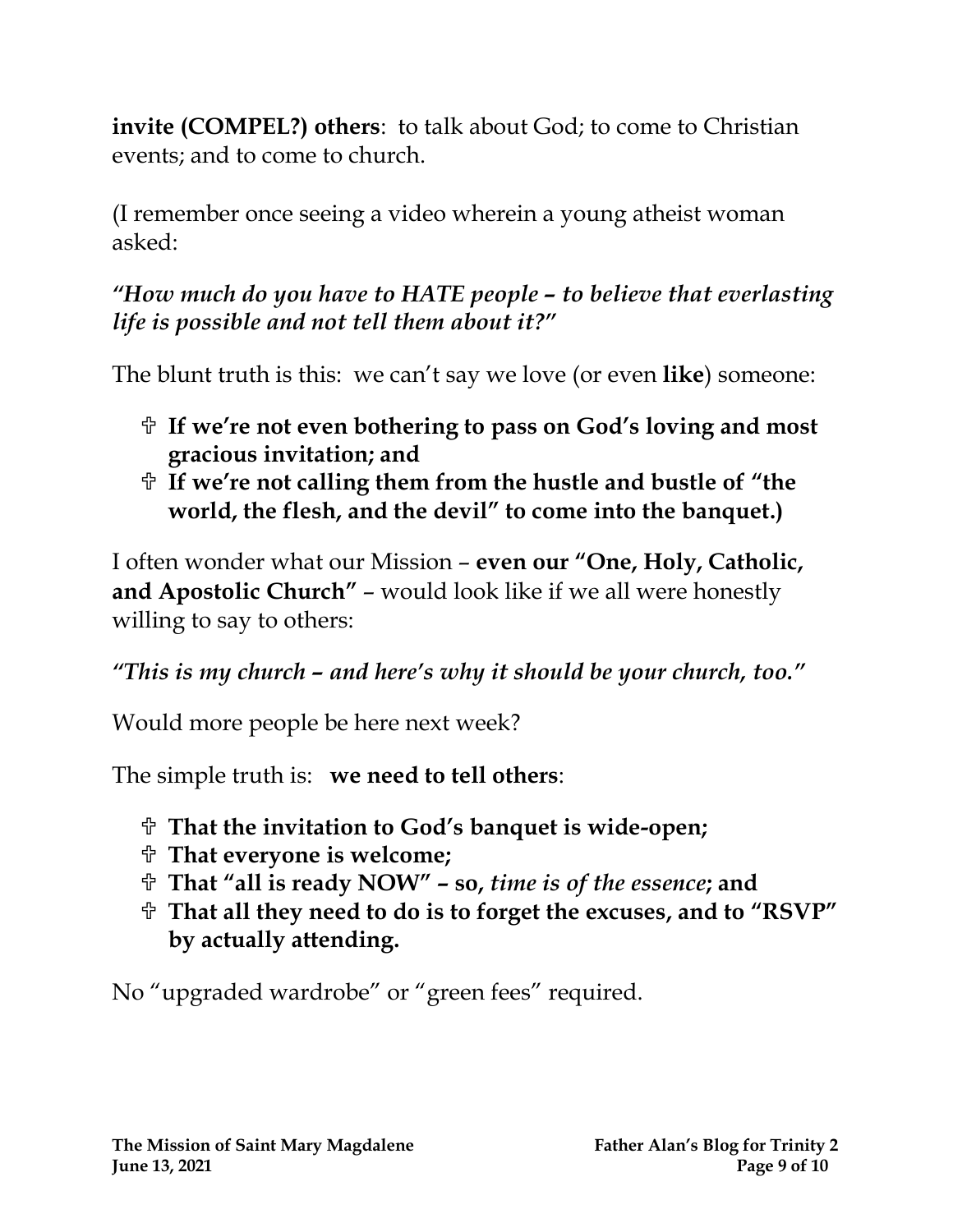**invite (COMPEL?) others**: to talk about God; to come to Christian events; and to come to church.

(I remember once seeing a video wherein a young atheist woman asked:

***"How much do you have to HATE people – to believe that everlasting life is possible and not tell them about it?"***

The blunt truth is this: we can't say we love (or even **like**) someone:

- ✞ **If we're not even bothering to pass on God's loving and most gracious invitation; and**
- ✞ **If we're not calling them from the hustle and bustle of "the world, the flesh, and the devil" to come into the banquet.)**

I often wonder what our Mission – **even our "One, Holy, Catholic, and Apostolic Church"** – would look like if we all were honestly willing to say to others:

***"This is my church – and here's why it should be your church, too."***

Would more people be here next week?

The simple truth is: **we need to tell others**:

- ✞ **That the invitation to God's banquet is wide-open;**
- ✞ **That everyone is welcome;**
- ✞ **That "all is ready NOW" – so,** ***time is of the essence*****; and**
- ✞ **That all they need to do is to forget the excuses, and to "RSVP" by actually attending.**

No "upgraded wardrobe" or "green fees" required.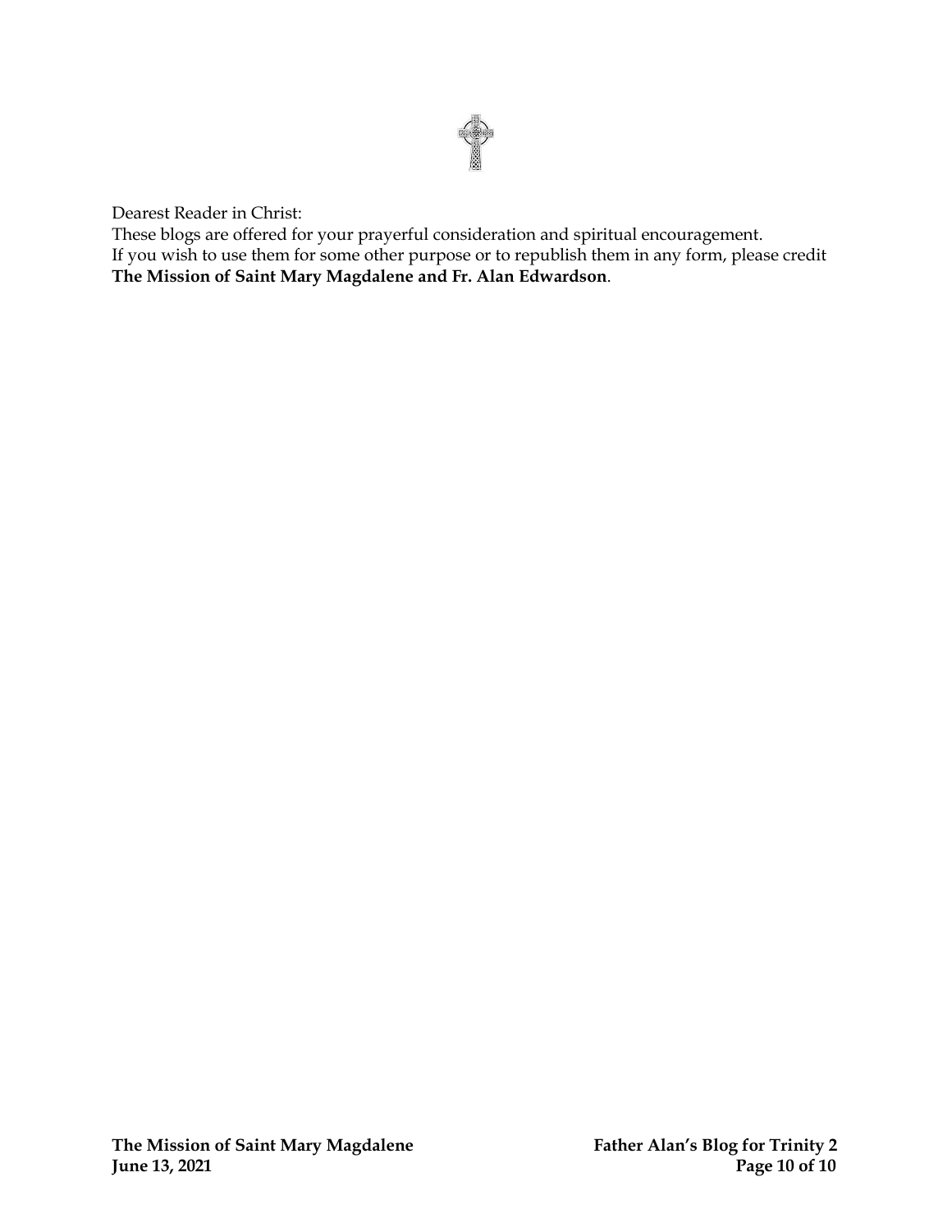Dearest Reader in Christ:
These blogs are offered for your prayerful consideration and spiritual encouragement.
If you wish to use them for some other purpose or to republish them in any form, please credit **The Mission of Saint Mary Magdalene and Fr. Alan Edwardson**.